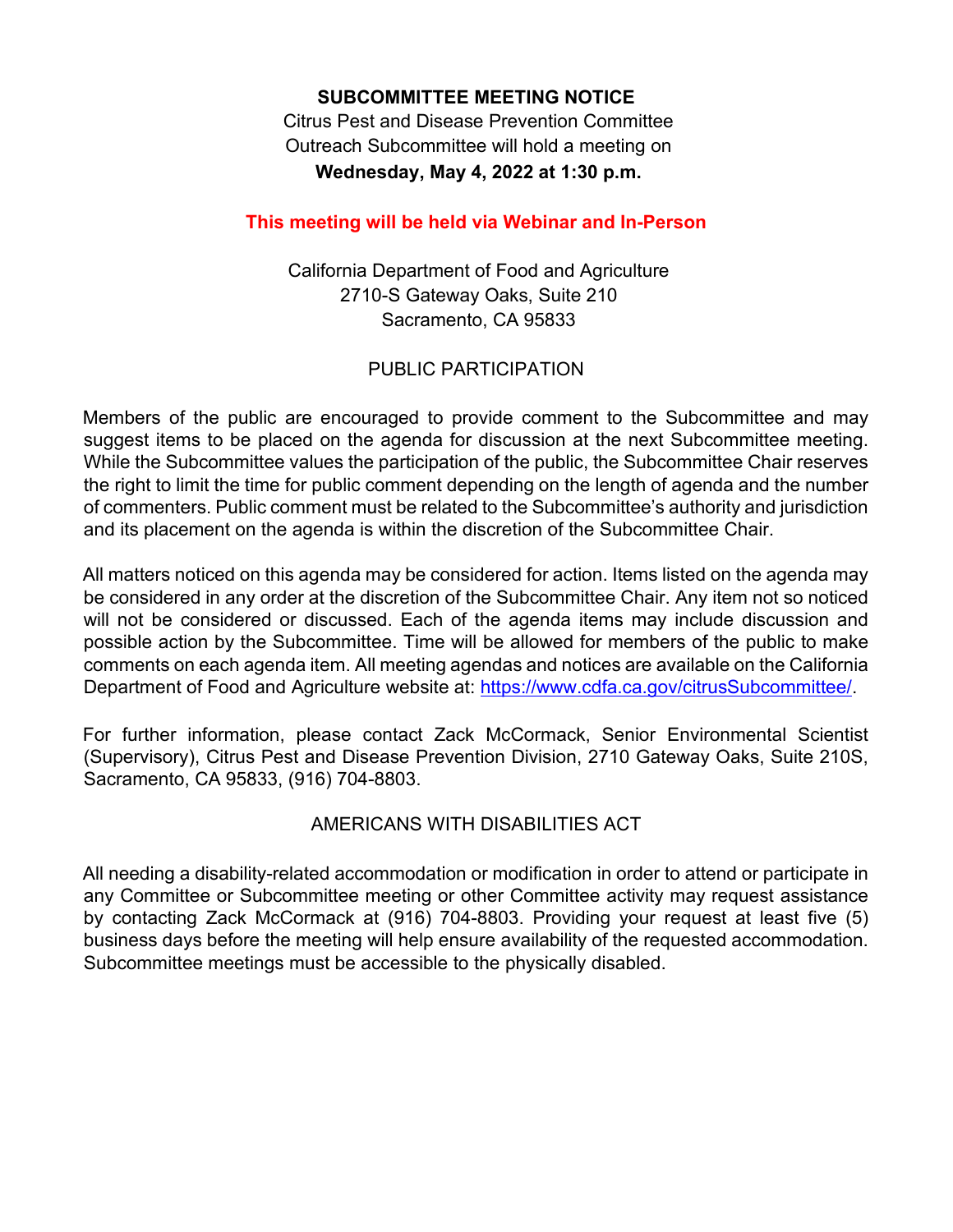**SUBCOMMITTEE MEETING NOTICE**

Citrus Pest and Disease Prevention Committee
Outreach Subcommittee will hold a meeting on
**Wednesday, May 4, 2022 at 1:30 p.m.**

**This meeting will be held via Webinar and In-Person**

California Department of Food and Agriculture
2710-S Gateway Oaks, Suite 210
Sacramento, CA 95833

## PUBLIC PARTICIPATION

Members of the public are encouraged to provide comment to the Subcommittee and may suggest items to be placed on the agenda for discussion at the next Subcommittee meeting. While the Subcommittee values the participation of the public, the Subcommittee Chair reserves the right to limit the time for public comment depending on the length of agenda and the number of commenters. Public comment must be related to the Subcommittee's authority and jurisdiction and its placement on the agenda is within the discretion of the Subcommittee Chair.

All matters noticed on this agenda may be considered for action. Items listed on the agenda may be considered in any order at the discretion of the Subcommittee Chair. Any item not so noticed will not be considered or discussed. Each of the agenda items may include discussion and possible action by the Subcommittee. Time will be allowed for members of the public to make comments on each agenda item. All meeting agendas and notices are available on the California Department of Food and Agriculture website at: https://www.cdfa.ca.gov/citrusSubcommittee/.

For further information, please contact Zack McCormack, Senior Environmental Scientist (Supervisory), Citrus Pest and Disease Prevention Division, 2710 Gateway Oaks, Suite 210S, Sacramento, CA 95833, (916) 704-8803.

## AMERICANS WITH DISABILITIES ACT

All needing a disability-related accommodation or modification in order to attend or participate in any Committee or Subcommittee meeting or other Committee activity may request assistance by contacting Zack McCormack at (916) 704-8803. Providing your request at least five (5) business days before the meeting will help ensure availability of the requested accommodation. Subcommittee meetings must be accessible to the physically disabled.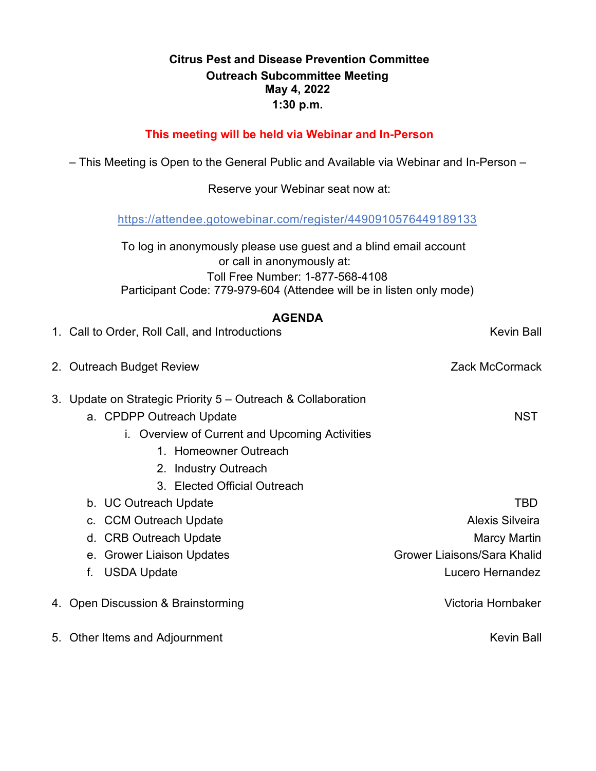**Citrus Pest and Disease Prevention Committee**
**Outreach Subcommittee Meeting**
**May 4, 2022**
**1:30 p.m.**

**This meeting will be held via Webinar and In-Person**

– This Meeting is Open to the General Public and Available via Webinar and In-Person –

Reserve your Webinar seat now at:

https://attendee.gotowebinar.com/register/4490910576449189133

To log in anonymously please use guest and a blind email account
or call in anonymously at:
Toll Free Number: 1-877-568-4108
Participant Code: 779-979-604 (Attendee will be in listen only mode)

**AGENDA**

1. Call to Order, Roll Call, and Introductions — Kevin Ball
2. Outreach Budget Review — Zack McCormack
3. Update on Strategic Priority 5 – Outreach & Collaboration
   a. CPDPP Outreach Update — NST
      i. Overview of Current and Upcoming Activities
         1. Homeowner Outreach
         2. Industry Outreach
         3. Elected Official Outreach
   b. UC Outreach Update — TBD
   c. CCM Outreach Update — Alexis Silveira
   d. CRB Outreach Update — Marcy Martin
   e. Grower Liaison Updates — Grower Liaisons/Sara Khalid
   f. USDA Update — Lucero Hernandez
4. Open Discussion & Brainstorming — Victoria Hornbaker
5. Other Items and Adjournment — Kevin Ball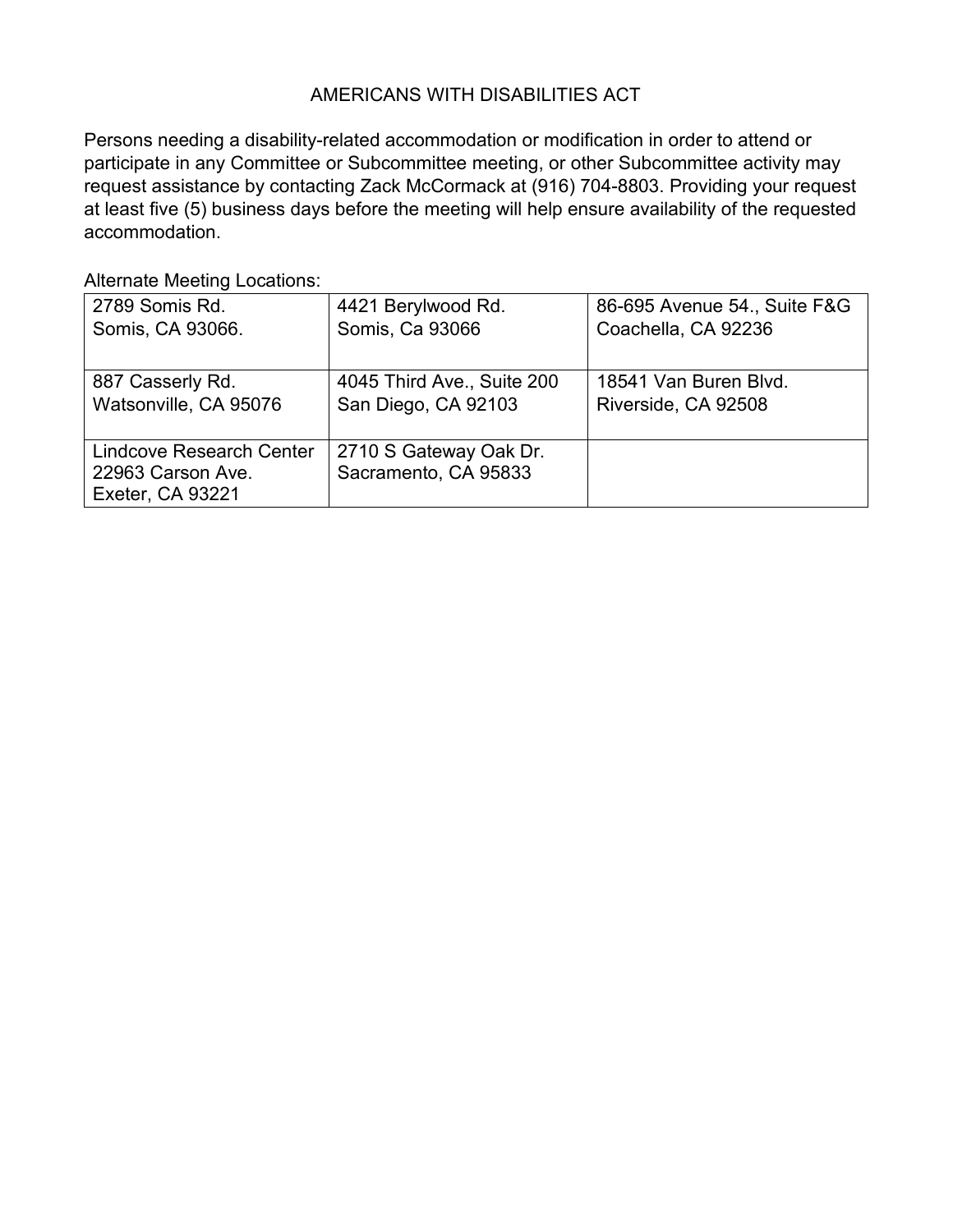# AMERICANS WITH DISABILITIES ACT

Persons needing a disability-related accommodation or modification in order to attend or participate in any Committee or Subcommittee meeting, or other Subcommittee activity may request assistance by contacting Zack McCormack at (916) 704-8803. Providing your request at least five (5) business days before the meeting will help ensure availability of the requested accommodation.

Alternate Meeting Locations:

| | | |
|---|---|---|
| 2789 Somis Rd.<br>Somis, CA 93066. | 4421 Berylwood Rd.<br>Somis, Ca 93066 | 86-695 Avenue 54., Suite F&G<br>Coachella, CA 92236 |
| 887 Casserly Rd.<br>Watsonville, CA 95076 | 4045 Third Ave., Suite 200<br>San Diego, CA 92103 | 18541 Van Buren Blvd.<br>Riverside, CA 92508 |
| Lindcove Research Center<br>22963 Carson Ave.<br>Exeter, CA 93221 | 2710 S Gateway Oak Dr.<br>Sacramento, CA 95833 | |